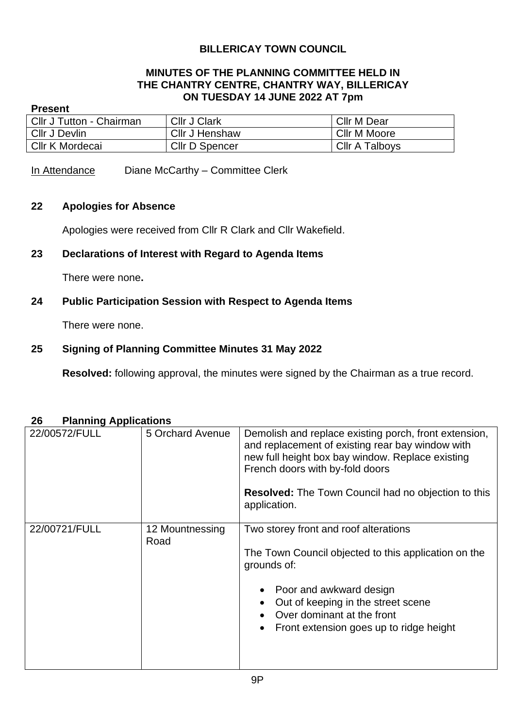# BILLERICAY TOWN COUNCIL

## MINUTES OF THE PLANNING COMMITTEE HELD IN THE CHANTRY CENTRE, CHANTRY WAY, BILLERICAY ON TUESDAY 14 JUNE 2022 AT 7pm

**Present**

| | | |
|---|---|---|
| Cllr J Tutton - Chairman | Cllr J Clark | Cllr M Dear |
| Cllr J Devlin | Cllr J Henshaw | Cllr M Moore |
| Cllr K Mordecai | Cllr D Spencer | Cllr A Talboys |

In Attendance Diane McCarthy – Committee Clerk

### 22 Apologies for Absence

Apologies were received from Cllr R Clark and Cllr Wakefield.

### 23 Declarations of Interest with Regard to Agenda Items

There were none**.**

### 24 Public Participation Session with Respect to Agenda Items

There were none.

### 25 Signing of Planning Committee Minutes 31 May 2022

**Resolved:** following approval, the minutes were signed by the Chairman as a true record.

### 26 Planning Applications

| | | |
|---|---|---|
| 22/00572/FULL | 5 Orchard Avenue | Demolish and replace existing porch, front extension, and replacement of existing rear bay window with new full height box bay window. Replace existing French doors with by-fold doors<br><br>**Resolved:** The Town Council had no objection to this application. |
| 22/00721/FULL | 12 Mountnessing Road | Two storey front and roof alterations<br><br>The Town Council objected to this application on the grounds of:<br><br>• Poor and awkward design<br>• Out of keeping in the street scene<br>• Over dominant at the front<br>• Front extension goes up to ridge height |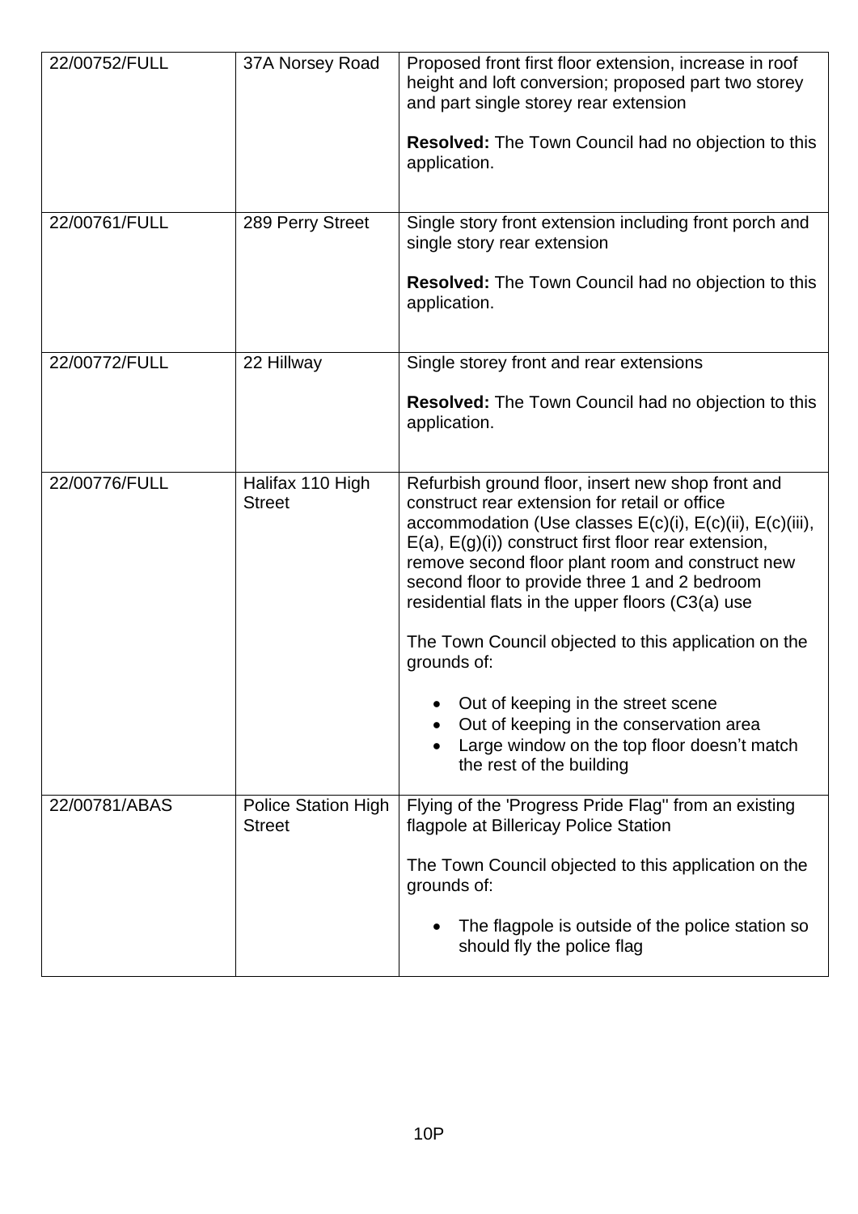| | | |
|---|---|---|
| 22/00752/FULL | 37A Norsey Road | Proposed front first floor extension, increase in roof height and loft conversion; proposed part two storey and part single storey rear extension<br><br>**Resolved:** The Town Council had no objection to this application. |
| 22/00761/FULL | 289 Perry Street | Single story front extension including front porch and single story rear extension<br><br>**Resolved:** The Town Council had no objection to this application. |
| 22/00772/FULL | 22 Hillway | Single storey front and rear extensions<br><br>**Resolved:** The Town Council had no objection to this application. |
| 22/00776/FULL | Halifax 110 High Street | Refurbish ground floor, insert new shop front and construct rear extension for retail or office accommodation (Use classes E(c)(i), E(c)(ii), E(c)(iii), E(a), E(g)(i)) construct first floor rear extension, remove second floor plant room and construct new second floor to provide three 1 and 2 bedroom residential flats in the upper floors (C3(a) use<br><br>The Town Council objected to this application on the grounds of:<br><br>• Out of keeping in the street scene<br>• Out of keeping in the conservation area<br>• Large window on the top floor doesn't match the rest of the building |
| 22/00781/ABAS | Police Station High Street | Flying of the 'Progress Pride Flag'' from an existing flagpole at Billericay Police Station<br><br>The Town Council objected to this application on the grounds of:<br><br>• The flagpole is outside of the police station so should fly the police flag |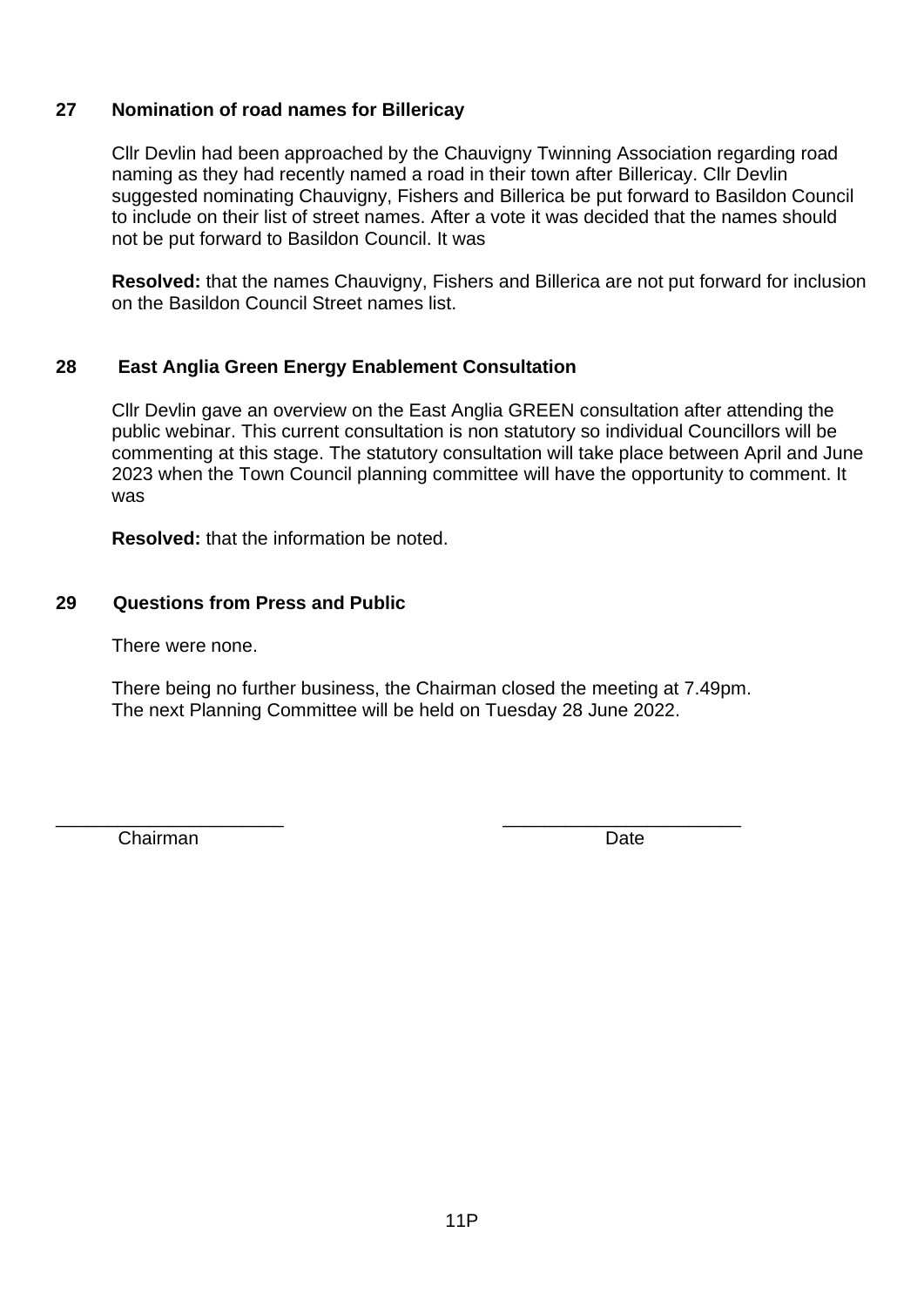## 27 Nomination of road names for Billericay

Cllr Devlin had been approached by the Chauvigny Twinning Association regarding road naming as they had recently named a road in their town after Billericay. Cllr Devlin suggested nominating Chauvigny, Fishers and Billerica be put forward to Basildon Council to include on their list of street names. After a vote it was decided that the names should not be put forward to Basildon Council. It was

**Resolved:** that the names Chauvigny, Fishers and Billerica are not put forward for inclusion on the Basildon Council Street names list.

## 28 East Anglia Green Energy Enablement Consultation

Cllr Devlin gave an overview on the East Anglia GREEN consultation after attending the public webinar. This current consultation is non statutory so individual Councillors will be commenting at this stage. The statutory consultation will take place between April and June 2023 when the Town Council planning committee will have the opportunity to comment. It was

**Resolved:** that the information be noted.

## 29 Questions from Press and Public

There were none.

There being no further business, the Chairman closed the meeting at 7.49pm.
The next Planning Committee will be held on Tuesday 28 June 2022.

______________________ ______________________

Chairman Date